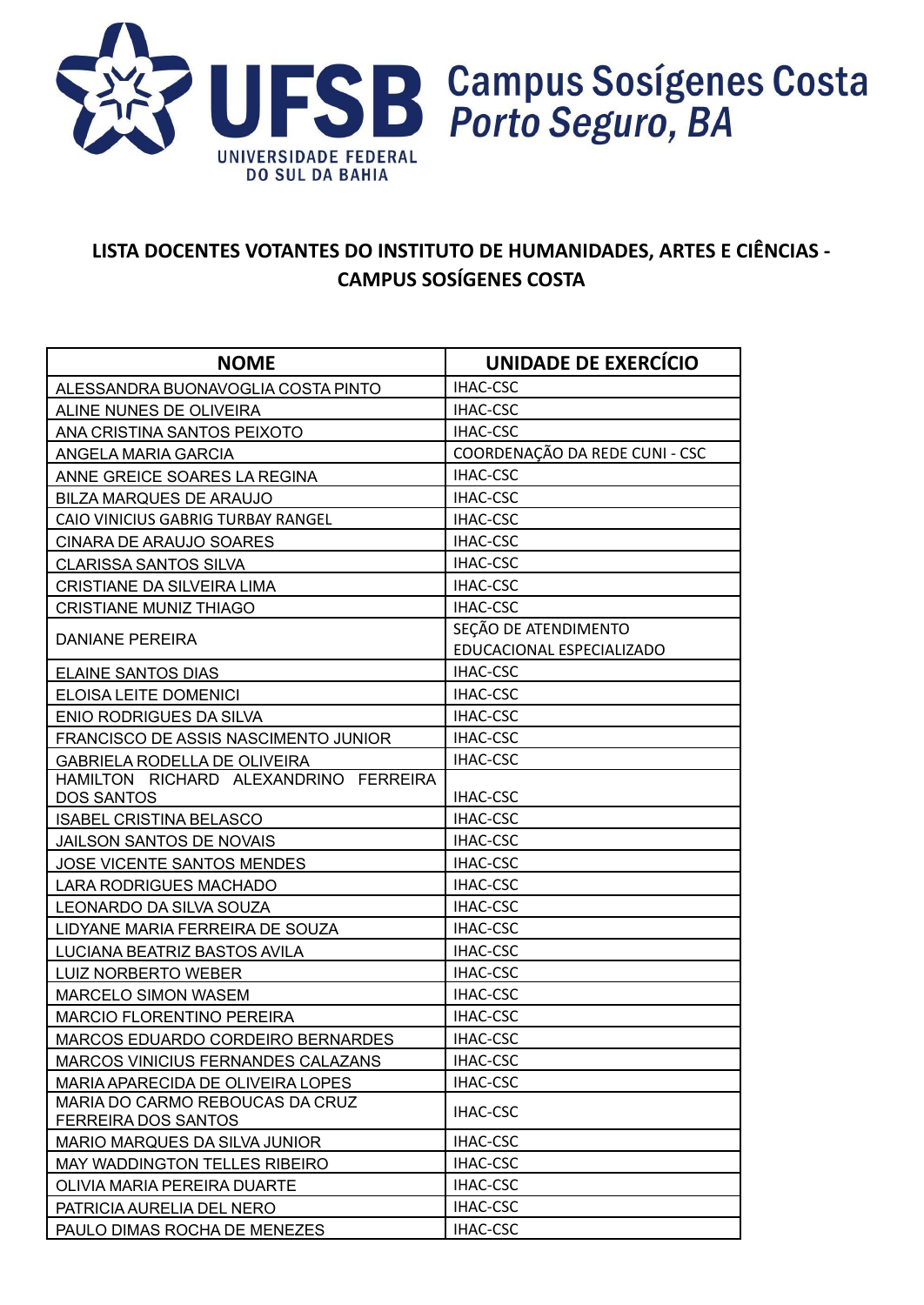UFSB
UNIVERSIDADE FEDERAL DO SUL DA BAHIA

Campus Sosígenes Costa
*Porto Seguro, BA*

## LISTA DOCENTES VOTANTES DO INSTITUTO DE HUMANIDADES, ARTES E CIÊNCIAS - CAMPUS SOSÍGENES COSTA

| NOME | UNIDADE DE EXERCÍCIO |
|---|---|
| ALESSANDRA BUONAVOGLIA COSTA PINTO | IHAC-CSC |
| ALINE NUNES DE OLIVEIRA | IHAC-CSC |
| ANA CRISTINA SANTOS PEIXOTO | IHAC-CSC |
| ANGELA MARIA GARCIA | COORDENAÇÃO DA REDE CUNI - CSC |
| ANNE GREICE SOARES LA REGINA | IHAC-CSC |
| BILZA MARQUES DE ARAUJO | IHAC-CSC |
| CAIO VINICIUS GABRIG TURBAY RANGEL | IHAC-CSC |
| CINARA DE ARAUJO SOARES | IHAC-CSC |
| CLARISSA SANTOS SILVA | IHAC-CSC |
| CRISTIANE DA SILVEIRA LIMA | IHAC-CSC |
| CRISTIANE MUNIZ THIAGO | IHAC-CSC |
| DANIANE PEREIRA | SEÇÃO DE ATENDIMENTO EDUCACIONAL ESPECIALIZADO |
| ELAINE SANTOS DIAS | IHAC-CSC |
| ELOISA LEITE DOMENICI | IHAC-CSC |
| ENIO RODRIGUES DA SILVA | IHAC-CSC |
| FRANCISCO DE ASSIS NASCIMENTO JUNIOR | IHAC-CSC |
| GABRIELA RODELLA DE OLIVEIRA | IHAC-CSC |
| HAMILTON RICHARD ALEXANDRINO FERREIRA DOS SANTOS | IHAC-CSC |
| ISABEL CRISTINA BELASCO | IHAC-CSC |
| JAILSON SANTOS DE NOVAIS | IHAC-CSC |
| JOSE VICENTE SANTOS MENDES | IHAC-CSC |
| LARA RODRIGUES MACHADO | IHAC-CSC |
| LEONARDO DA SILVA SOUZA | IHAC-CSC |
| LIDYANE MARIA FERREIRA DE SOUZA | IHAC-CSC |
| LUCIANA BEATRIZ BASTOS AVILA | IHAC-CSC |
| LUIZ NORBERTO WEBER | IHAC-CSC |
| MARCELO SIMON WASEM | IHAC-CSC |
| MARCIO FLORENTINO PEREIRA | IHAC-CSC |
| MARCOS EDUARDO CORDEIRO BERNARDES | IHAC-CSC |
| MARCOS VINICIUS FERNANDES CALAZANS | IHAC-CSC |
| MARIA APARECIDA DE OLIVEIRA LOPES | IHAC-CSC |
| MARIA DO CARMO REBOUCAS DA CRUZ FERREIRA DOS SANTOS | IHAC-CSC |
| MARIO MARQUES DA SILVA JUNIOR | IHAC-CSC |
| MAY WADDINGTON TELLES RIBEIRO | IHAC-CSC |
| OLIVIA MARIA PEREIRA DUARTE | IHAC-CSC |
| PATRICIA AURELIA DEL NERO | IHAC-CSC |
| PAULO DIMAS ROCHA DE MENEZES | IHAC-CSC |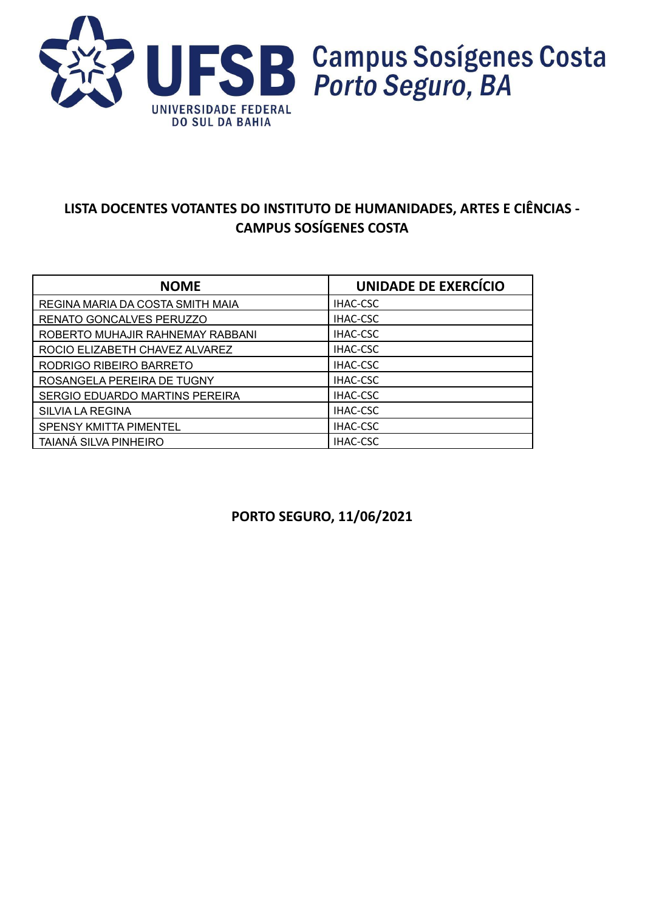**UFSB Campus Sosígenes Costa**
*Porto Seguro, BA*

UNIVERSIDADE FEDERAL DO SUL DA BAHIA

**LISTA DOCENTES VOTANTES DO INSTITUTO DE HUMANIDADES, ARTES E CIÊNCIAS - CAMPUS SOSÍGENES COSTA**

| NOME | UNIDADE DE EXERCÍCIO |
|---|---|
| REGINA MARIA DA COSTA SMITH MAIA | IHAC-CSC |
| RENATO GONCALVES PERUZZO | IHAC-CSC |
| ROBERTO MUHAJIR RAHNEMAY RABBANI | IHAC-CSC |
| ROCIO ELIZABETH CHAVEZ ALVAREZ | IHAC-CSC |
| RODRIGO RIBEIRO BARRETO | IHAC-CSC |
| ROSANGELA PEREIRA DE TUGNY | IHAC-CSC |
| SERGIO EDUARDO MARTINS PEREIRA | IHAC-CSC |
| SILVIA LA REGINA | IHAC-CSC |
| SPENSY KMITTA PIMENTEL | IHAC-CSC |
| TAIANÁ SILVA PINHEIRO | IHAC-CSC |

**PORTO SEGURO, 11/06/2021**